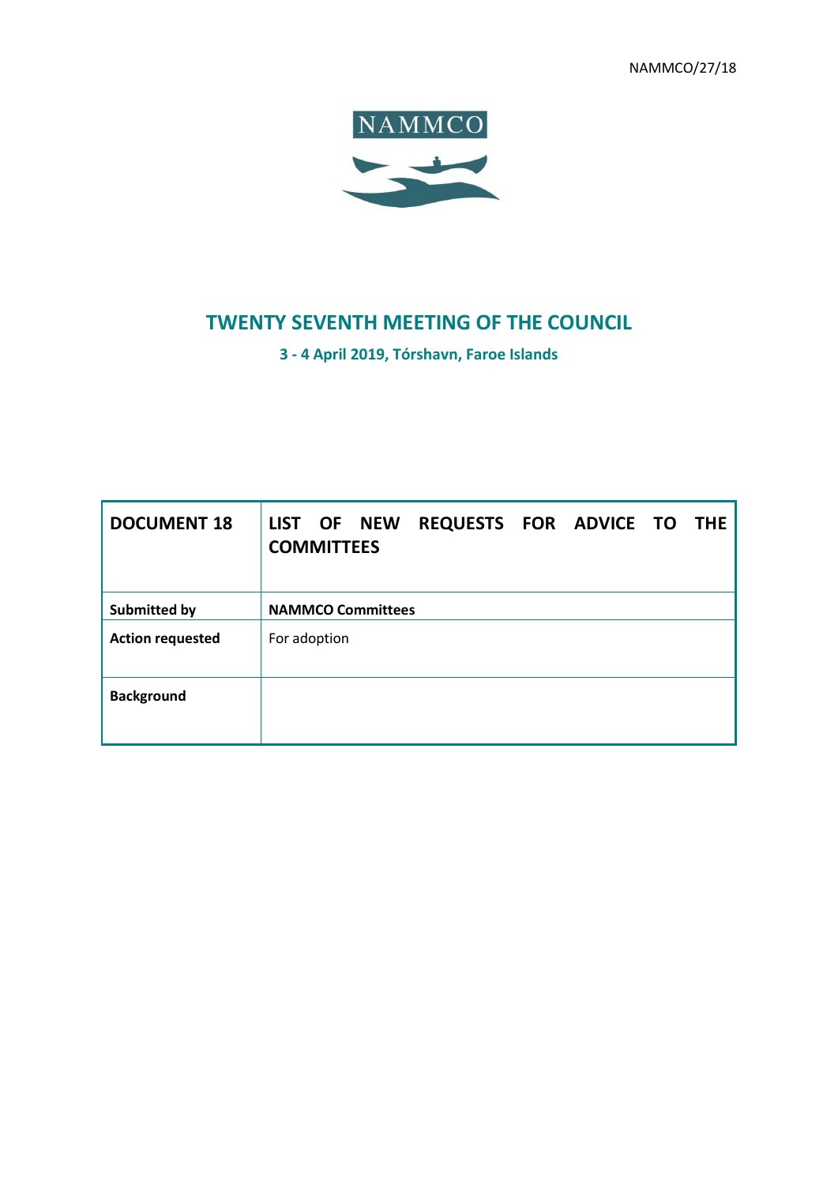NAMMCO/27/18

NAMMCO

# TWENTY SEVENTH MEETING OF THE COUNCIL

**3 - 4 April 2019, Tórshavn, Faroe Islands**

| **DOCUMENT 18** | **LIST OF NEW REQUESTS FOR ADVICE TO THE COMMITTEES** |
|---|---|
| **Submitted by** | **NAMMCO Committees** |
| **Action requested** | For adoption |
| **Background** | |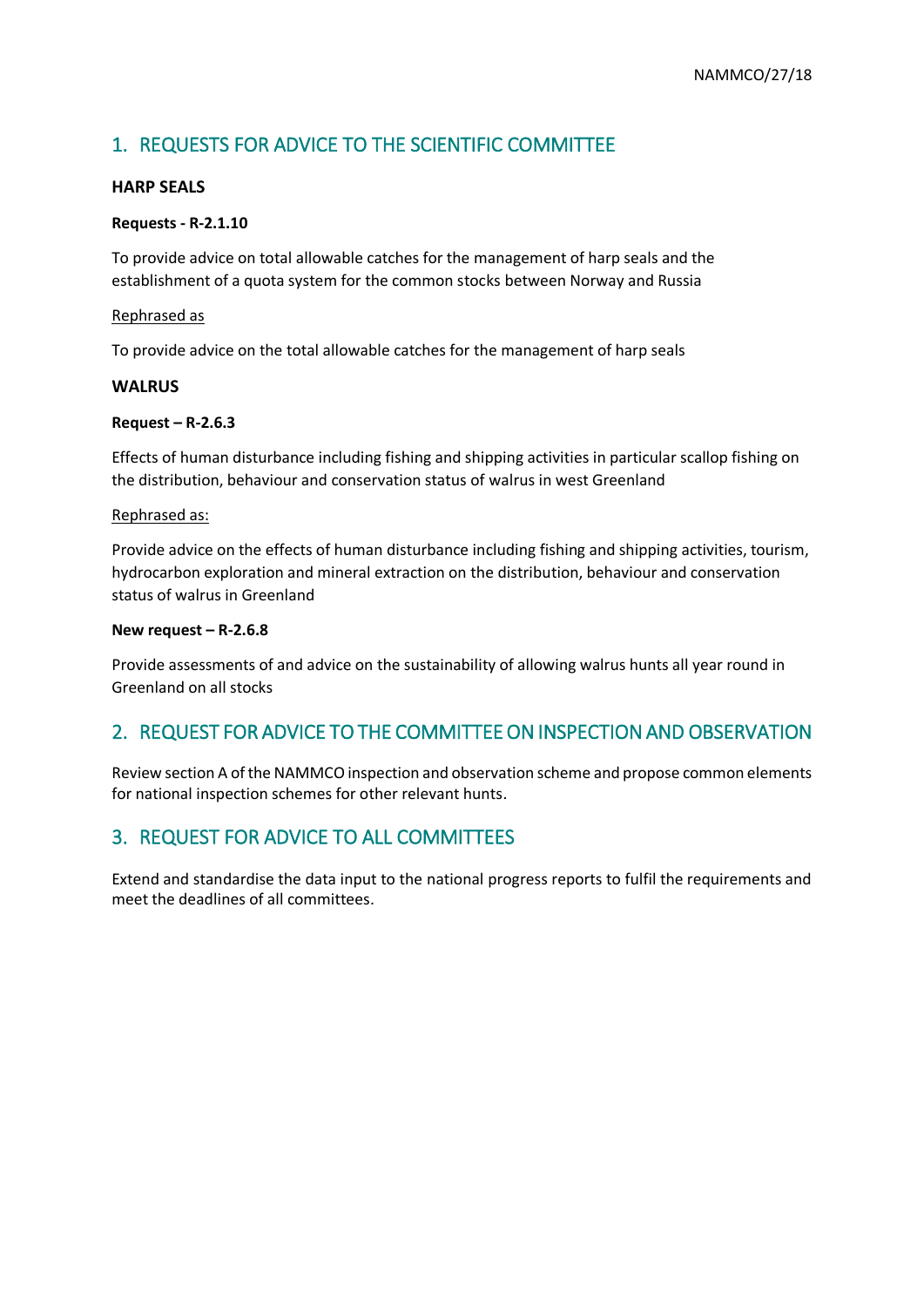## 1. REQUESTS FOR ADVICE TO THE SCIENTIFIC COMMITTEE

**HARP SEALS**

**Requests - R-2.1.10**

To provide advice on total allowable catches for the management of harp seals and the establishment of a quota system for the common stocks between Norway and Russia

Rephrased as

To provide advice on the total allowable catches for the management of harp seals

**WALRUS**

**Request – R-2.6.3**

Effects of human disturbance including fishing and shipping activities in particular scallop fishing on the distribution, behaviour and conservation status of walrus in west Greenland

Rephrased as:

Provide advice on the effects of human disturbance including fishing and shipping activities, tourism, hydrocarbon exploration and mineral extraction on the distribution, behaviour and conservation status of walrus in Greenland

**New request – R-2.6.8**

Provide assessments of and advice on the sustainability of allowing walrus hunts all year round in Greenland on all stocks

## 2. REQUEST FOR ADVICE TO THE COMMITTEE ON INSPECTION AND OBSERVATION

Review section A of the NAMMCO inspection and observation scheme and propose common elements for national inspection schemes for other relevant hunts.

## 3. REQUEST FOR ADVICE TO ALL COMMITTEES

Extend and standardise the data input to the national progress reports to fulfil the requirements and meet the deadlines of all committees.